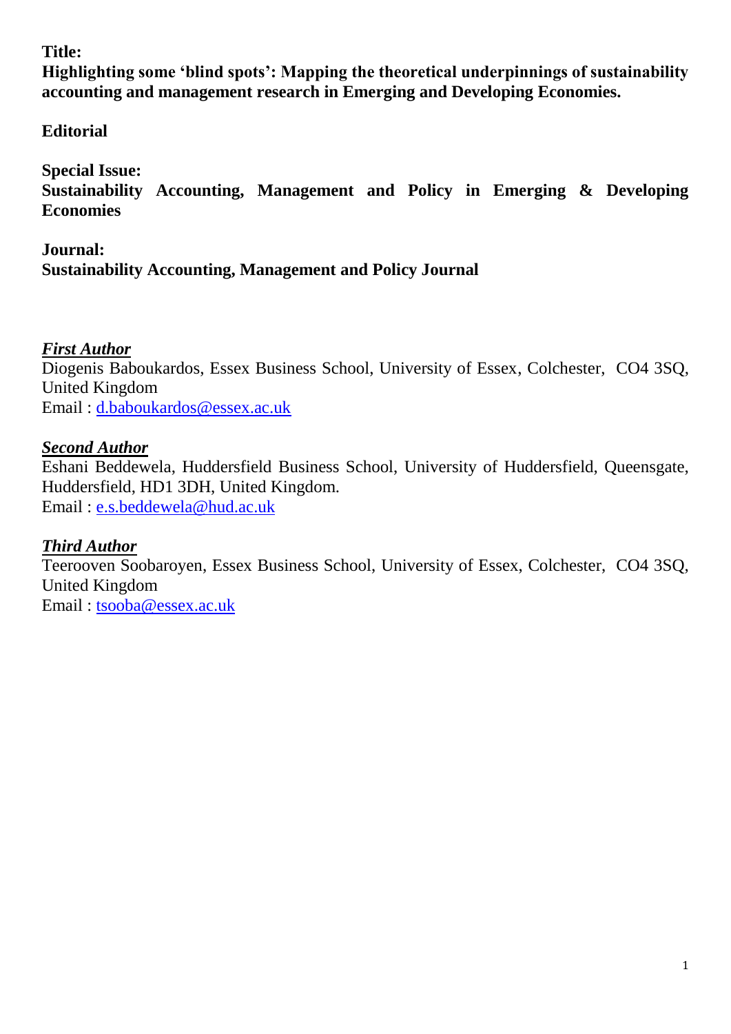**Title:**

**Highlighting some 'blind spots': Mapping the theoretical underpinnings of sustainability accounting and management research in Emerging and Developing Economies.**

**Editorial**

**Special Issue:**

**Sustainability Accounting, Management and Policy in Emerging & Developing Economies**

**Journal:**

**Sustainability Accounting, Management and Policy Journal**

***First Author***

Diogenis Baboukardos, Essex Business School, University of Essex, Colchester, CO4 3SQ, United Kingdom

Email : d.baboukardos@essex.ac.uk

***Second Author***

Eshani Beddewela, Huddersfield Business School, University of Huddersfield, Queensgate, Huddersfield, HD1 3DH, United Kingdom.

Email : e.s.beddewela@hud.ac.uk

***Third Author***

Teerooven Soobaroyen, Essex Business School, University of Essex, Colchester, CO4 3SQ, United Kingdom

Email : tsooba@essex.ac.uk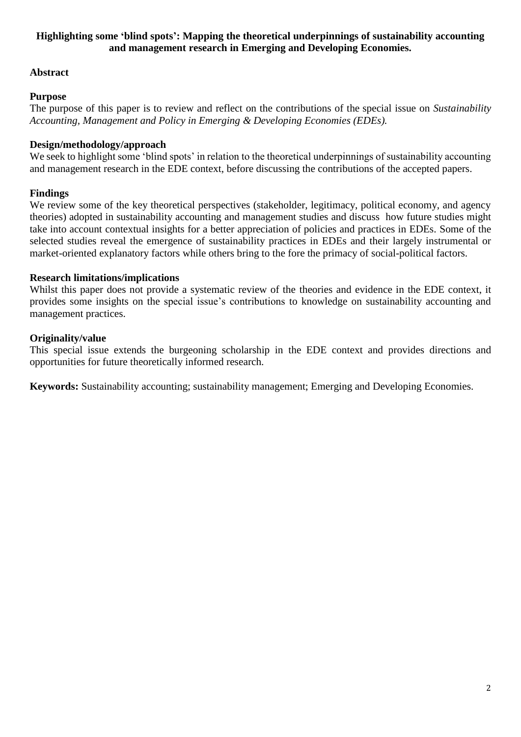# Highlighting some 'blind spots': Mapping the theoretical underpinnings of sustainability accounting and management research in Emerging and Developing Economies.

## Abstract

### Purpose

The purpose of this paper is to review and reflect on the contributions of the special issue on *Sustainability Accounting, Management and Policy in Emerging & Developing Economies (EDEs).*

### Design/methodology/approach

We seek to highlight some 'blind spots' in relation to the theoretical underpinnings of sustainability accounting and management research in the EDE context, before discussing the contributions of the accepted papers.

### Findings

We review some of the key theoretical perspectives (stakeholder, legitimacy, political economy, and agency theories) adopted in sustainability accounting and management studies and discuss how future studies might take into account contextual insights for a better appreciation of policies and practices in EDEs. Some of the selected studies reveal the emergence of sustainability practices in EDEs and their largely instrumental or market-oriented explanatory factors while others bring to the fore the primacy of social-political factors.

### Research limitations/implications

Whilst this paper does not provide a systematic review of the theories and evidence in the EDE context, it provides some insights on the special issue's contributions to knowledge on sustainability accounting and management practices.

### Originality/value

This special issue extends the burgeoning scholarship in the EDE context and provides directions and opportunities for future theoretically informed research.

**Keywords:** Sustainability accounting; sustainability management; Emerging and Developing Economies.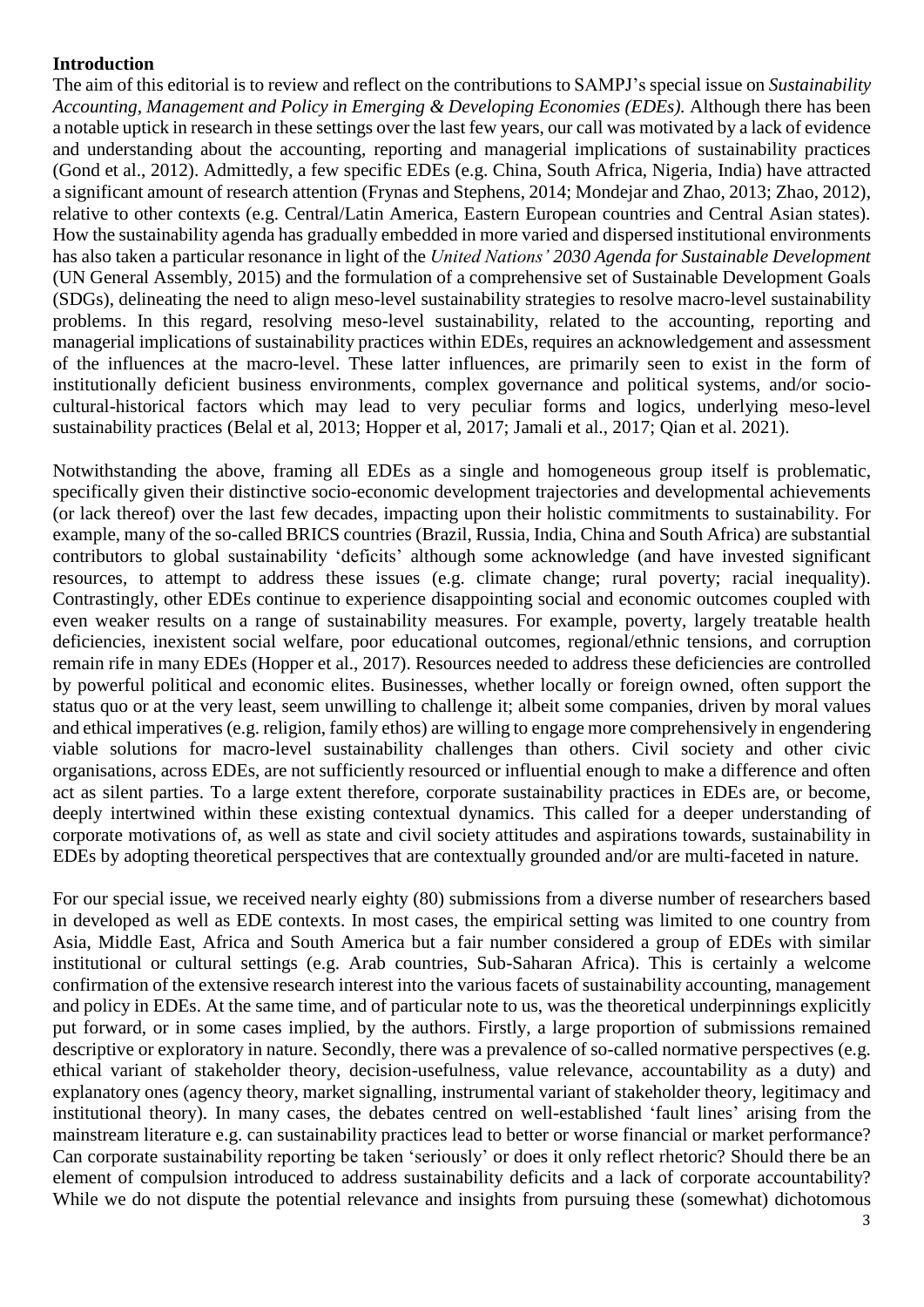# Introduction

The aim of this editorial is to review and reflect on the contributions to SAMPJ's special issue on *Sustainability Accounting, Management and Policy in Emerging & Developing Economies (EDEs).* Although there has been a notable uptick in research in these settings over the last few years, our call was motivated by a lack of evidence and understanding about the accounting, reporting and managerial implications of sustainability practices (Gond et al., 2012). Admittedly, a few specific EDEs (e.g. China, South Africa, Nigeria, India) have attracted a significant amount of research attention (Frynas and Stephens, 2014; Mondejar and Zhao, 2013; Zhao, 2012), relative to other contexts (e.g. Central/Latin America, Eastern European countries and Central Asian states). How the sustainability agenda has gradually embedded in more varied and dispersed institutional environments has also taken a particular resonance in light of the *United Nations' 2030 Agenda for Sustainable Development* (UN General Assembly, 2015) and the formulation of a comprehensive set of Sustainable Development Goals (SDGs), delineating the need to align meso-level sustainability strategies to resolve macro-level sustainability problems. In this regard, resolving meso-level sustainability, related to the accounting, reporting and managerial implications of sustainability practices within EDEs, requires an acknowledgement and assessment of the influences at the macro-level. These latter influences, are primarily seen to exist in the form of institutionally deficient business environments, complex governance and political systems, and/or socio-cultural-historical factors which may lead to very peculiar forms and logics, underlying meso-level sustainability practices (Belal et al, 2013; Hopper et al, 2017; Jamali et al., 2017; Qian et al. 2021).

Notwithstanding the above, framing all EDEs as a single and homogeneous group itself is problematic, specifically given their distinctive socio-economic development trajectories and developmental achievements (or lack thereof) over the last few decades, impacting upon their holistic commitments to sustainability. For example, many of the so-called BRICS countries (Brazil, Russia, India, China and South Africa) are substantial contributors to global sustainability 'deficits' although some acknowledge (and have invested significant resources, to attempt to address these issues (e.g. climate change; rural poverty; racial inequality). Contrastingly, other EDEs continue to experience disappointing social and economic outcomes coupled with even weaker results on a range of sustainability measures. For example, poverty, largely treatable health deficiencies, inexistent social welfare, poor educational outcomes, regional/ethnic tensions, and corruption remain rife in many EDEs (Hopper et al., 2017). Resources needed to address these deficiencies are controlled by powerful political and economic elites. Businesses, whether locally or foreign owned, often support the status quo or at the very least, seem unwilling to challenge it; albeit some companies, driven by moral values and ethical imperatives (e.g. religion, family ethos) are willing to engage more comprehensively in engendering viable solutions for macro-level sustainability challenges than others. Civil society and other civic organisations, across EDEs, are not sufficiently resourced or influential enough to make a difference and often act as silent parties. To a large extent therefore, corporate sustainability practices in EDEs are, or become, deeply intertwined within these existing contextual dynamics. This called for a deeper understanding of corporate motivations of, as well as state and civil society attitudes and aspirations towards, sustainability in EDEs by adopting theoretical perspectives that are contextually grounded and/or are multi-faceted in nature.

For our special issue, we received nearly eighty (80) submissions from a diverse number of researchers based in developed as well as EDE contexts. In most cases, the empirical setting was limited to one country from Asia, Middle East, Africa and South America but a fair number considered a group of EDEs with similar institutional or cultural settings (e.g. Arab countries, Sub-Saharan Africa). This is certainly a welcome confirmation of the extensive research interest into the various facets of sustainability accounting, management and policy in EDEs. At the same time, and of particular note to us, was the theoretical underpinnings explicitly put forward, or in some cases implied, by the authors. Firstly, a large proportion of submissions remained descriptive or exploratory in nature. Secondly, there was a prevalence of so-called normative perspectives (e.g. ethical variant of stakeholder theory, decision-usefulness, value relevance, accountability as a duty) and explanatory ones (agency theory, market signalling, instrumental variant of stakeholder theory, legitimacy and institutional theory). In many cases, the debates centred on well-established 'fault lines' arising from the mainstream literature e.g. can sustainability practices lead to better or worse financial or market performance? Can corporate sustainability reporting be taken 'seriously' or does it only reflect rhetoric? Should there be an element of compulsion introduced to address sustainability deficits and a lack of corporate accountability? While we do not dispute the potential relevance and insights from pursuing these (somewhat) dichotomous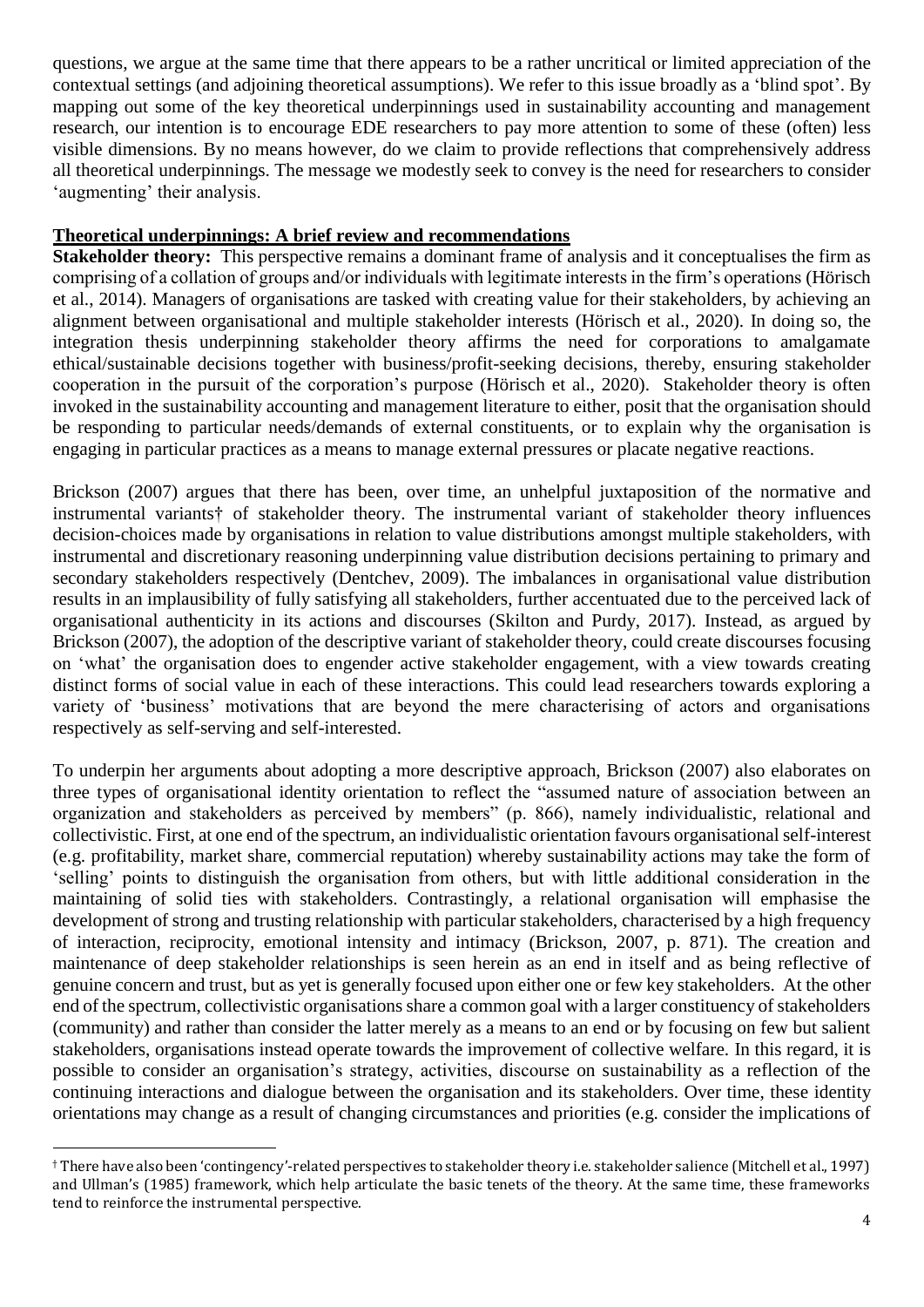questions, we argue at the same time that there appears to be a rather uncritical or limited appreciation of the contextual settings (and adjoining theoretical assumptions). We refer to this issue broadly as a 'blind spot'. By mapping out some of the key theoretical underpinnings used in sustainability accounting and management research, our intention is to encourage EDE researchers to pay more attention to some of these (often) less visible dimensions. By no means however, do we claim to provide reflections that comprehensively address all theoretical underpinnings. The message we modestly seek to convey is the need for researchers to consider 'augmenting' their analysis.

## Theoretical underpinnings: A brief review and recommendations

**Stakeholder theory:** This perspective remains a dominant frame of analysis and it conceptualises the firm as comprising of a collation of groups and/or individuals with legitimate interests in the firm's operations (Hörisch et al., 2014). Managers of organisations are tasked with creating value for their stakeholders, by achieving an alignment between organisational and multiple stakeholder interests (Hörisch et al., 2020). In doing so, the integration thesis underpinning stakeholder theory affirms the need for corporations to amalgamate ethical/sustainable decisions together with business/profit-seeking decisions, thereby, ensuring stakeholder cooperation in the pursuit of the corporation's purpose (Hörisch et al., 2020). Stakeholder theory is often invoked in the sustainability accounting and management literature to either, posit that the organisation should be responding to particular needs/demands of external constituents, or to explain why the organisation is engaging in particular practices as a means to manage external pressures or placate negative reactions.

Brickson (2007) argues that there has been, over time, an unhelpful juxtaposition of the normative and instrumental variants† of stakeholder theory. The instrumental variant of stakeholder theory influences decision-choices made by organisations in relation to value distributions amongst multiple stakeholders, with instrumental and discretionary reasoning underpinning value distribution decisions pertaining to primary and secondary stakeholders respectively (Dentchev, 2009). The imbalances in organisational value distribution results in an implausibility of fully satisfying all stakeholders, further accentuated due to the perceived lack of organisational authenticity in its actions and discourses (Skilton and Purdy, 2017). Instead, as argued by Brickson (2007), the adoption of the descriptive variant of stakeholder theory, could create discourses focusing on 'what' the organisation does to engender active stakeholder engagement, with a view towards creating distinct forms of social value in each of these interactions. This could lead researchers towards exploring a variety of 'business' motivations that are beyond the mere characterising of actors and organisations respectively as self-serving and self-interested.

To underpin her arguments about adopting a more descriptive approach, Brickson (2007) also elaborates on three types of organisational identity orientation to reflect the "assumed nature of association between an organization and stakeholders as perceived by members" (p. 866), namely individualistic, relational and collectivistic. First, at one end of the spectrum, an individualistic orientation favours organisational self-interest (e.g. profitability, market share, commercial reputation) whereby sustainability actions may take the form of 'selling' points to distinguish the organisation from others, but with little additional consideration in the maintaining of solid ties with stakeholders. Contrastingly, a relational organisation will emphasise the development of strong and trusting relationship with particular stakeholders, characterised by a high frequency of interaction, reciprocity, emotional intensity and intimacy (Brickson, 2007, p. 871). The creation and maintenance of deep stakeholder relationships is seen herein as an end in itself and as being reflective of genuine concern and trust, but as yet is generally focused upon either one or few key stakeholders. At the other end of the spectrum, collectivistic organisations share a common goal with a larger constituency of stakeholders (community) and rather than consider the latter merely as a means to an end or by focusing on few but salient stakeholders, organisations instead operate towards the improvement of collective welfare. In this regard, it is possible to consider an organisation's strategy, activities, discourse on sustainability as a reflection of the continuing interactions and dialogue between the organisation and its stakeholders. Over time, these identity orientations may change as a result of changing circumstances and priorities (e.g. consider the implications of

† There have also been 'contingency'-related perspectives to stakeholder theory i.e. stakeholder salience (Mitchell et al., 1997) and Ullman's (1985) framework, which help articulate the basic tenets of the theory. At the same time, these frameworks tend to reinforce the instrumental perspective.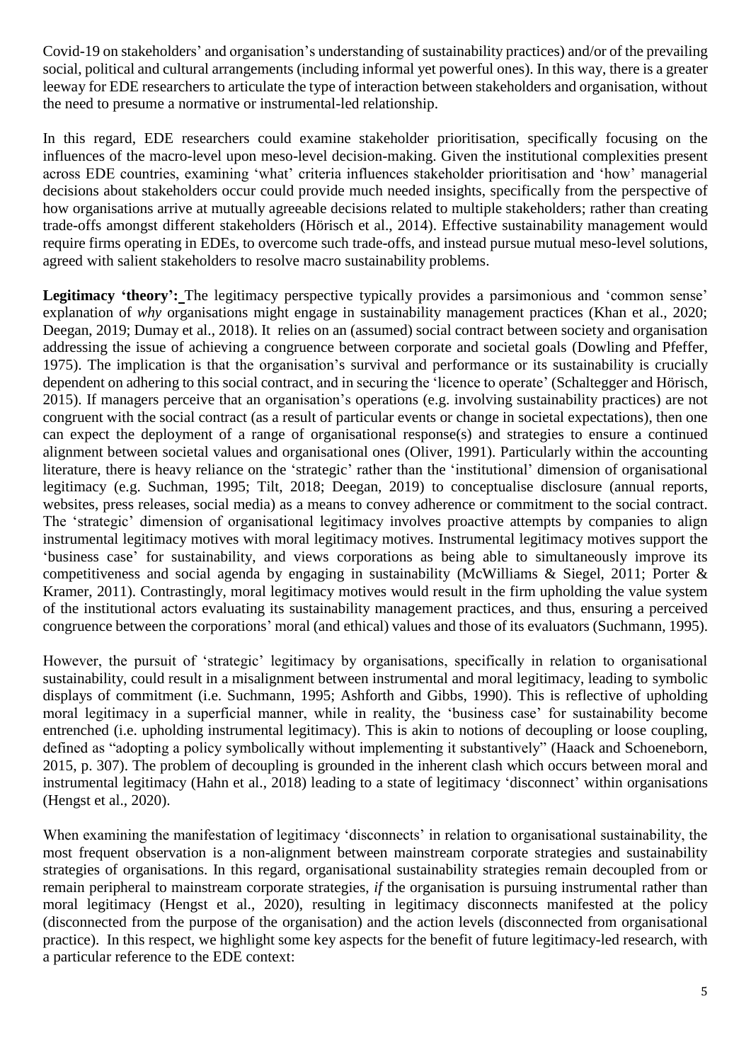Covid-19 on stakeholders' and organisation's understanding of sustainability practices) and/or of the prevailing social, political and cultural arrangements (including informal yet powerful ones). In this way, there is a greater leeway for EDE researchers to articulate the type of interaction between stakeholders and organisation, without the need to presume a normative or instrumental-led relationship.

In this regard, EDE researchers could examine stakeholder prioritisation, specifically focusing on the influences of the macro-level upon meso-level decision-making. Given the institutional complexities present across EDE countries, examining 'what' criteria influences stakeholder prioritisation and 'how' managerial decisions about stakeholders occur could provide much needed insights, specifically from the perspective of how organisations arrive at mutually agreeable decisions related to multiple stakeholders; rather than creating trade-offs amongst different stakeholders (Hörisch et al., 2014). Effective sustainability management would require firms operating in EDEs, to overcome such trade-offs, and instead pursue mutual meso-level solutions, agreed with salient stakeholders to resolve macro sustainability problems.

**Legitimacy 'theory':** The legitimacy perspective typically provides a parsimonious and 'common sense' explanation of *why* organisations might engage in sustainability management practices (Khan et al., 2020; Deegan, 2019; Dumay et al., 2018). It relies on an (assumed) social contract between society and organisation addressing the issue of achieving a congruence between corporate and societal goals (Dowling and Pfeffer, 1975). The implication is that the organisation's survival and performance or its sustainability is crucially dependent on adhering to this social contract, and in securing the 'licence to operate' (Schaltegger and Hörisch, 2015). If managers perceive that an organisation's operations (e.g. involving sustainability practices) are not congruent with the social contract (as a result of particular events or change in societal expectations), then one can expect the deployment of a range of organisational response(s) and strategies to ensure a continued alignment between societal values and organisational ones (Oliver, 1991). Particularly within the accounting literature, there is heavy reliance on the 'strategic' rather than the 'institutional' dimension of organisational legitimacy (e.g. Suchman, 1995; Tilt, 2018; Deegan, 2019) to conceptualise disclosure (annual reports, websites, press releases, social media) as a means to convey adherence or commitment to the social contract. The 'strategic' dimension of organisational legitimacy involves proactive attempts by companies to align instrumental legitimacy motives with moral legitimacy motives. Instrumental legitimacy motives support the 'business case' for sustainability, and views corporations as being able to simultaneously improve its competitiveness and social agenda by engaging in sustainability (McWilliams & Siegel, 2011; Porter & Kramer, 2011). Contrastingly, moral legitimacy motives would result in the firm upholding the value system of the institutional actors evaluating its sustainability management practices, and thus, ensuring a perceived congruence between the corporations' moral (and ethical) values and those of its evaluators (Suchmann, 1995).

However, the pursuit of 'strategic' legitimacy by organisations, specifically in relation to organisational sustainability, could result in a misalignment between instrumental and moral legitimacy, leading to symbolic displays of commitment (i.e. Suchmann, 1995; Ashforth and Gibbs, 1990). This is reflective of upholding moral legitimacy in a superficial manner, while in reality, the 'business case' for sustainability become entrenched (i.e. upholding instrumental legitimacy). This is akin to notions of decoupling or loose coupling, defined as "adopting a policy symbolically without implementing it substantively" (Haack and Schoeneborn, 2015, p. 307). The problem of decoupling is grounded in the inherent clash which occurs between moral and instrumental legitimacy (Hahn et al., 2018) leading to a state of legitimacy 'disconnect' within organisations (Hengst et al., 2020).

When examining the manifestation of legitimacy 'disconnects' in relation to organisational sustainability, the most frequent observation is a non-alignment between mainstream corporate strategies and sustainability strategies of organisations. In this regard, organisational sustainability strategies remain decoupled from or remain peripheral to mainstream corporate strategies, *if* the organisation is pursuing instrumental rather than moral legitimacy (Hengst et al., 2020), resulting in legitimacy disconnects manifested at the policy (disconnected from the purpose of the organisation) and the action levels (disconnected from organisational practice). In this respect, we highlight some key aspects for the benefit of future legitimacy-led research, with a particular reference to the EDE context: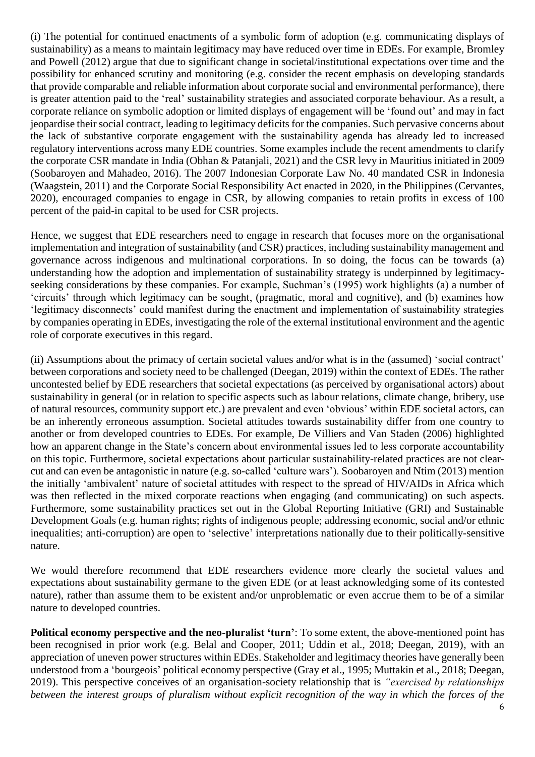(i) The potential for continued enactments of a symbolic form of adoption (e.g. communicating displays of sustainability) as a means to maintain legitimacy may have reduced over time in EDEs. For example, Bromley and Powell (2012) argue that due to significant change in societal/institutional expectations over time and the possibility for enhanced scrutiny and monitoring (e.g. consider the recent emphasis on developing standards that provide comparable and reliable information about corporate social and environmental performance), there is greater attention paid to the 'real' sustainability strategies and associated corporate behaviour. As a result, a corporate reliance on symbolic adoption or limited displays of engagement will be 'found out' and may in fact jeopardise their social contract, leading to legitimacy deficits for the companies. Such pervasive concerns about the lack of substantive corporate engagement with the sustainability agenda has already led to increased regulatory interventions across many EDE countries. Some examples include the recent amendments to clarify the corporate CSR mandate in India (Obhan & Patanjali, 2021) and the CSR levy in Mauritius initiated in 2009 (Soobaroyen and Mahadeo, 2016). The 2007 Indonesian Corporate Law No. 40 mandated CSR in Indonesia (Waagstein, 2011) and the Corporate Social Responsibility Act enacted in 2020, in the Philippines (Cervantes, 2020), encouraged companies to engage in CSR, by allowing companies to retain profits in excess of 100 percent of the paid-in capital to be used for CSR projects.

Hence, we suggest that EDE researchers need to engage in research that focuses more on the organisational implementation and integration of sustainability (and CSR) practices, including sustainability management and governance across indigenous and multinational corporations. In so doing, the focus can be towards (a) understanding how the adoption and implementation of sustainability strategy is underpinned by legitimacy-seeking considerations by these companies. For example, Suchman's (1995) work highlights (a) a number of 'circuits' through which legitimacy can be sought, (pragmatic, moral and cognitive), and (b) examines how 'legitimacy disconnects' could manifest during the enactment and implementation of sustainability strategies by companies operating in EDEs, investigating the role of the external institutional environment and the agentic role of corporate executives in this regard.

(ii) Assumptions about the primacy of certain societal values and/or what is in the (assumed) 'social contract' between corporations and society need to be challenged (Deegan, 2019) within the context of EDEs. The rather uncontested belief by EDE researchers that societal expectations (as perceived by organisational actors) about sustainability in general (or in relation to specific aspects such as labour relations, climate change, bribery, use of natural resources, community support etc.) are prevalent and even 'obvious' within EDE societal actors, can be an inherently erroneous assumption. Societal attitudes towards sustainability differ from one country to another or from developed countries to EDEs. For example, De Villiers and Van Staden (2006) highlighted how an apparent change in the State's concern about environmental issues led to less corporate accountability on this topic. Furthermore, societal expectations about particular sustainability-related practices are not clear-cut and can even be antagonistic in nature (e.g. so-called 'culture wars'). Soobaroyen and Ntim (2013) mention the initially 'ambivalent' nature of societal attitudes with respect to the spread of HIV/AIDs in Africa which was then reflected in the mixed corporate reactions when engaging (and communicating) on such aspects. Furthermore, some sustainability practices set out in the Global Reporting Initiative (GRI) and Sustainable Development Goals (e.g. human rights; rights of indigenous people; addressing economic, social and/or ethnic inequalities; anti-corruption) are open to 'selective' interpretations nationally due to their politically-sensitive nature.

We would therefore recommend that EDE researchers evidence more clearly the societal values and expectations about sustainability germane to the given EDE (or at least acknowledging some of its contested nature), rather than assume them to be existent and/or unproblematic or even accrue them to be of a similar nature to developed countries.

**Political economy perspective and the neo-pluralist 'turn'**: To some extent, the above-mentioned point has been recognised in prior work (e.g. Belal and Cooper, 2011; Uddin et al., 2018; Deegan, 2019), with an appreciation of uneven power structures within EDEs. Stakeholder and legitimacy theories have generally been understood from a 'bourgeois' political economy perspective (Gray et al., 1995; Muttakin et al., 2018; Deegan, 2019). This perspective conceives of an organisation-society relationship that is *"exercised by relationships between the interest groups of pluralism without explicit recognition of the way in which the forces of the*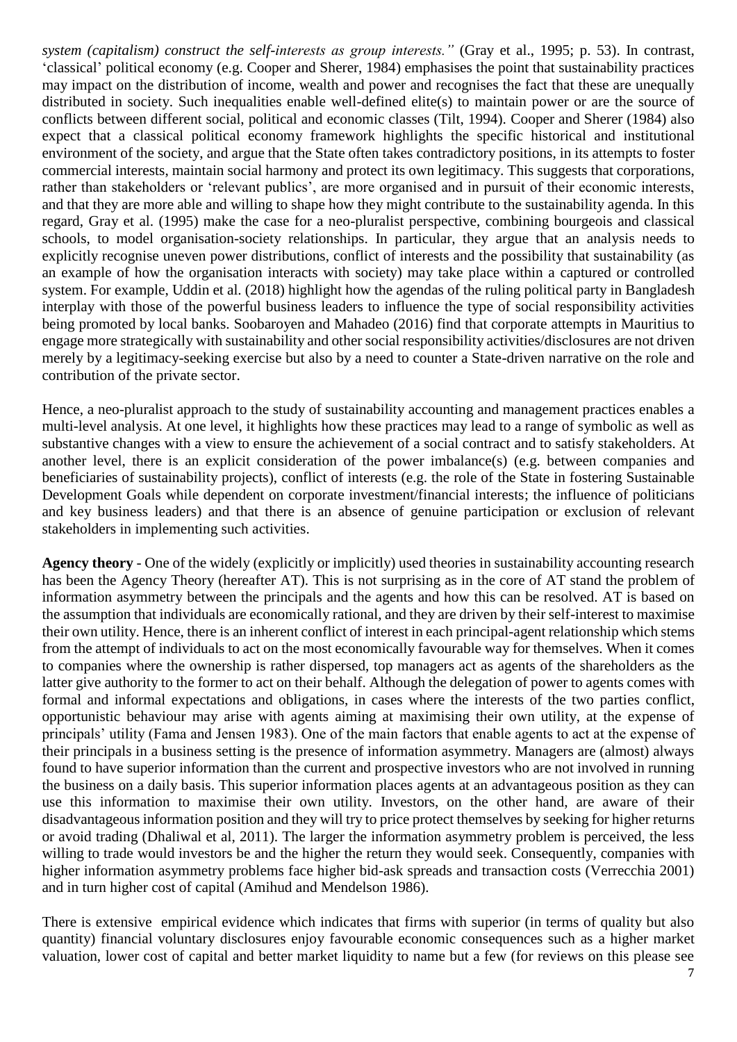*system (capitalism) construct the self-interests as group interests."* (Gray et al., 1995; p. 53). In contrast, 'classical' political economy (e.g. Cooper and Sherer, 1984) emphasises the point that sustainability practices may impact on the distribution of income, wealth and power and recognises the fact that these are unequally distributed in society. Such inequalities enable well-defined elite(s) to maintain power or are the source of conflicts between different social, political and economic classes (Tilt, 1994). Cooper and Sherer (1984) also expect that a classical political economy framework highlights the specific historical and institutional environment of the society, and argue that the State often takes contradictory positions, in its attempts to foster commercial interests, maintain social harmony and protect its own legitimacy. This suggests that corporations, rather than stakeholders or 'relevant publics', are more organised and in pursuit of their economic interests, and that they are more able and willing to shape how they might contribute to the sustainability agenda. In this regard, Gray et al. (1995) make the case for a neo-pluralist perspective, combining bourgeois and classical schools, to model organisation-society relationships. In particular, they argue that an analysis needs to explicitly recognise uneven power distributions, conflict of interests and the possibility that sustainability (as an example of how the organisation interacts with society) may take place within a captured or controlled system. For example, Uddin et al. (2018) highlight how the agendas of the ruling political party in Bangladesh interplay with those of the powerful business leaders to influence the type of social responsibility activities being promoted by local banks. Soobaroyen and Mahadeo (2016) find that corporate attempts in Mauritius to engage more strategically with sustainability and other social responsibility activities/disclosures are not driven merely by a legitimacy-seeking exercise but also by a need to counter a State-driven narrative on the role and contribution of the private sector.

Hence, a neo-pluralist approach to the study of sustainability accounting and management practices enables a multi-level analysis. At one level, it highlights how these practices may lead to a range of symbolic as well as substantive changes with a view to ensure the achievement of a social contract and to satisfy stakeholders. At another level, there is an explicit consideration of the power imbalance(s) (e.g. between companies and beneficiaries of sustainability projects), conflict of interests (e.g. the role of the State in fostering Sustainable Development Goals while dependent on corporate investment/financial interests; the influence of politicians and key business leaders) and that there is an absence of genuine participation or exclusion of relevant stakeholders in implementing such activities.

**Agency theory** - One of the widely (explicitly or implicitly) used theories in sustainability accounting research has been the Agency Theory (hereafter AT). This is not surprising as in the core of AT stand the problem of information asymmetry between the principals and the agents and how this can be resolved. AT is based on the assumption that individuals are economically rational, and they are driven by their self-interest to maximise their own utility. Hence, there is an inherent conflict of interest in each principal-agent relationship which stems from the attempt of individuals to act on the most economically favourable way for themselves. When it comes to companies where the ownership is rather dispersed, top managers act as agents of the shareholders as the latter give authority to the former to act on their behalf. Although the delegation of power to agents comes with formal and informal expectations and obligations, in cases where the interests of the two parties conflict, opportunistic behaviour may arise with agents aiming at maximising their own utility, at the expense of principals' utility (Fama and Jensen 1983). One of the main factors that enable agents to act at the expense of their principals in a business setting is the presence of information asymmetry. Managers are (almost) always found to have superior information than the current and prospective investors who are not involved in running the business on a daily basis. This superior information places agents at an advantageous position as they can use this information to maximise their own utility. Investors, on the other hand, are aware of their disadvantageous information position and they will try to price protect themselves by seeking for higher returns or avoid trading (Dhaliwal et al, 2011). The larger the information asymmetry problem is perceived, the less willing to trade would investors be and the higher the return they would seek. Consequently, companies with higher information asymmetry problems face higher bid-ask spreads and transaction costs (Verrecchia 2001) and in turn higher cost of capital (Amihud and Mendelson 1986).

There is extensive empirical evidence which indicates that firms with superior (in terms of quality but also quantity) financial voluntary disclosures enjoy favourable economic consequences such as a higher market valuation, lower cost of capital and better market liquidity to name but a few (for reviews on this please see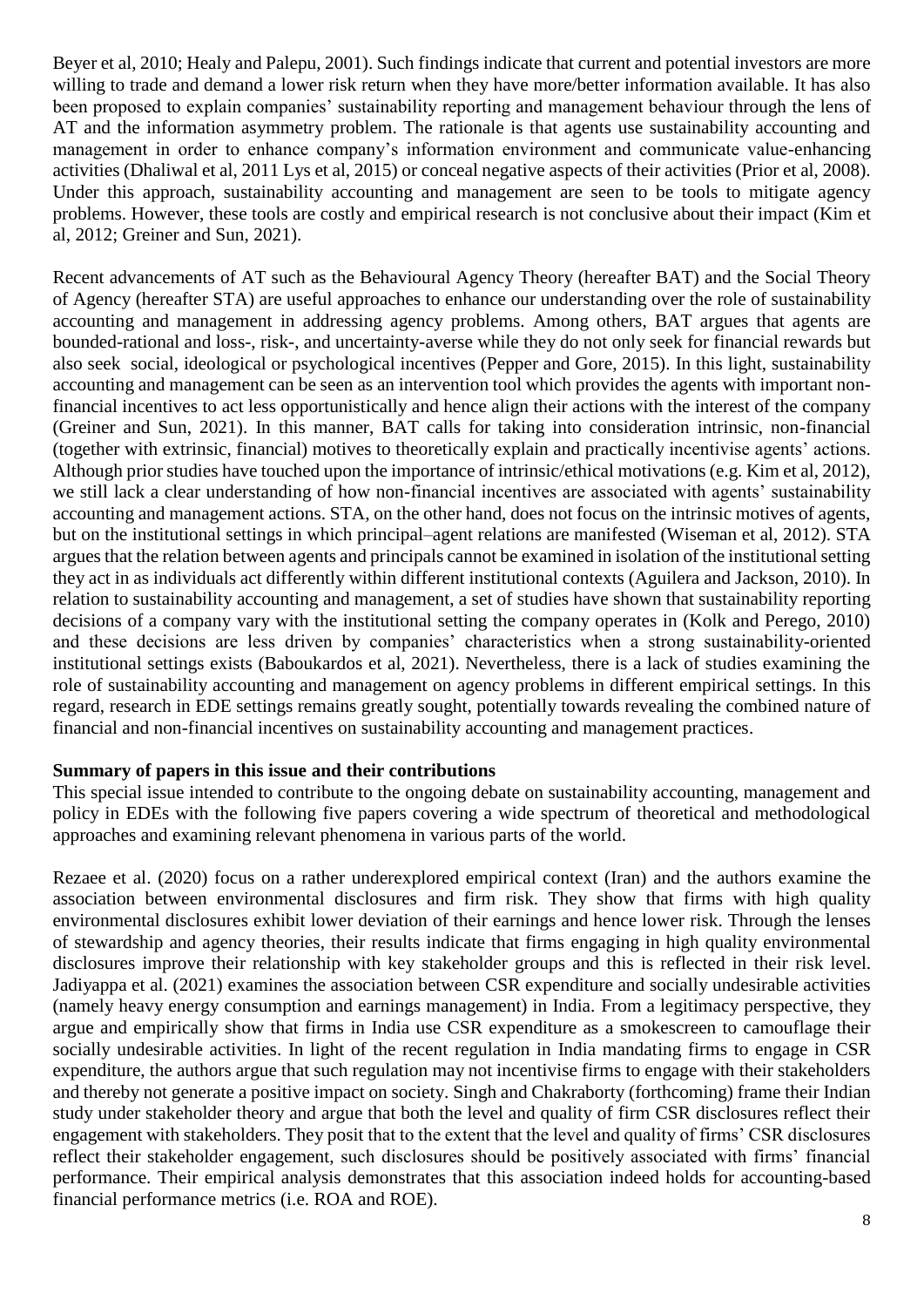Beyer et al, 2010; Healy and Palepu, 2001). Such findings indicate that current and potential investors are more willing to trade and demand a lower risk return when they have more/better information available. It has also been proposed to explain companies' sustainability reporting and management behaviour through the lens of AT and the information asymmetry problem. The rationale is that agents use sustainability accounting and management in order to enhance company's information environment and communicate value-enhancing activities (Dhaliwal et al, 2011 Lys et al, 2015) or conceal negative aspects of their activities (Prior et al, 2008). Under this approach, sustainability accounting and management are seen to be tools to mitigate agency problems. However, these tools are costly and empirical research is not conclusive about their impact (Kim et al, 2012; Greiner and Sun, 2021).

Recent advancements of AT such as the Behavioural Agency Theory (hereafter BAT) and the Social Theory of Agency (hereafter STA) are useful approaches to enhance our understanding over the role of sustainability accounting and management in addressing agency problems. Among others, BAT argues that agents are bounded-rational and loss-, risk-, and uncertainty-averse while they do not only seek for financial rewards but also seek social, ideological or psychological incentives (Pepper and Gore, 2015). In this light, sustainability accounting and management can be seen as an intervention tool which provides the agents with important non-financial incentives to act less opportunistically and hence align their actions with the interest of the company (Greiner and Sun, 2021). In this manner, BAT calls for taking into consideration intrinsic, non-financial (together with extrinsic, financial) motives to theoretically explain and practically incentivise agents' actions. Although prior studies have touched upon the importance of intrinsic/ethical motivations (e.g. Kim et al, 2012), we still lack a clear understanding of how non-financial incentives are associated with agents' sustainability accounting and management actions. STA, on the other hand, does not focus on the intrinsic motives of agents, but on the institutional settings in which principal–agent relations are manifested (Wiseman et al, 2012). STA argues that the relation between agents and principals cannot be examined in isolation of the institutional setting they act in as individuals act differently within different institutional contexts (Aguilera and Jackson, 2010). In relation to sustainability accounting and management, a set of studies have shown that sustainability reporting decisions of a company vary with the institutional setting the company operates in (Kolk and Perego, 2010) and these decisions are less driven by companies' characteristics when a strong sustainability-oriented institutional settings exists (Baboukardos et al, 2021). Nevertheless, there is a lack of studies examining the role of sustainability accounting and management on agency problems in different empirical settings. In this regard, research in EDE settings remains greatly sought, potentially towards revealing the combined nature of financial and non-financial incentives on sustainability accounting and management practices.

**Summary of papers in this issue and their contributions**

This special issue intended to contribute to the ongoing debate on sustainability accounting, management and policy in EDEs with the following five papers covering a wide spectrum of theoretical and methodological approaches and examining relevant phenomena in various parts of the world.

Rezaee et al. (2020) focus on a rather underexplored empirical context (Iran) and the authors examine the association between environmental disclosures and firm risk. They show that firms with high quality environmental disclosures exhibit lower deviation of their earnings and hence lower risk. Through the lenses of stewardship and agency theories, their results indicate that firms engaging in high quality environmental disclosures improve their relationship with key stakeholder groups and this is reflected in their risk level. Jadiyappa et al. (2021) examines the association between CSR expenditure and socially undesirable activities (namely heavy energy consumption and earnings management) in India. From a legitimacy perspective, they argue and empirically show that firms in India use CSR expenditure as a smokescreen to camouflage their socially undesirable activities. In light of the recent regulation in India mandating firms to engage in CSR expenditure, the authors argue that such regulation may not incentivise firms to engage with their stakeholders and thereby not generate a positive impact on society. Singh and Chakraborty (forthcoming) frame their Indian study under stakeholder theory and argue that both the level and quality of firm CSR disclosures reflect their engagement with stakeholders. They posit that to the extent that the level and quality of firms' CSR disclosures reflect their stakeholder engagement, such disclosures should be positively associated with firms' financial performance. Their empirical analysis demonstrates that this association indeed holds for accounting-based financial performance metrics (i.e. ROA and ROE).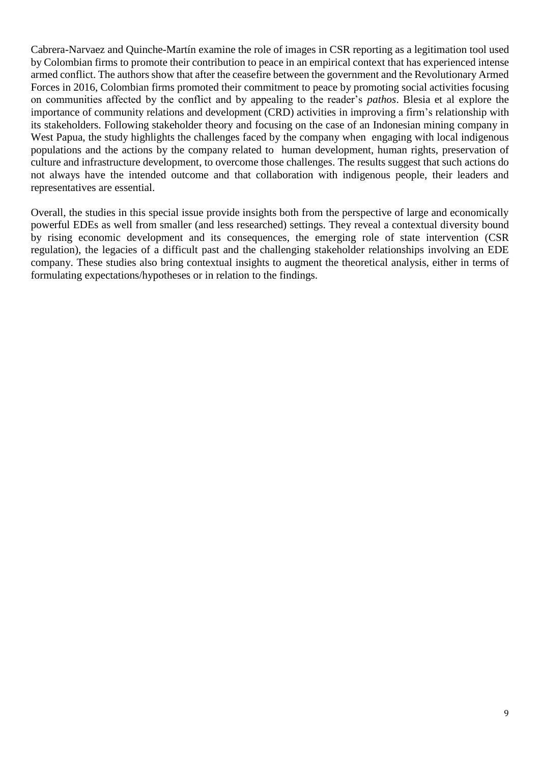Cabrera-Narvaez and Quinche-Martín examine the role of images in CSR reporting as a legitimation tool used by Colombian firms to promote their contribution to peace in an empirical context that has experienced intense armed conflict. The authors show that after the ceasefire between the government and the Revolutionary Armed Forces in 2016, Colombian firms promoted their commitment to peace by promoting social activities focusing on communities affected by the conflict and by appealing to the reader's *pathos*. Blesia et al explore the importance of community relations and development (CRD) activities in improving a firm's relationship with its stakeholders. Following stakeholder theory and focusing on the case of an Indonesian mining company in West Papua, the study highlights the challenges faced by the company when engaging with local indigenous populations and the actions by the company related to human development, human rights, preservation of culture and infrastructure development, to overcome those challenges. The results suggest that such actions do not always have the intended outcome and that collaboration with indigenous people, their leaders and representatives are essential.

Overall, the studies in this special issue provide insights both from the perspective of large and economically powerful EDEs as well from smaller (and less researched) settings. They reveal a contextual diversity bound by rising economic development and its consequences, the emerging role of state intervention (CSR regulation), the legacies of a difficult past and the challenging stakeholder relationships involving an EDE company. These studies also bring contextual insights to augment the theoretical analysis, either in terms of formulating expectations/hypotheses or in relation to the findings.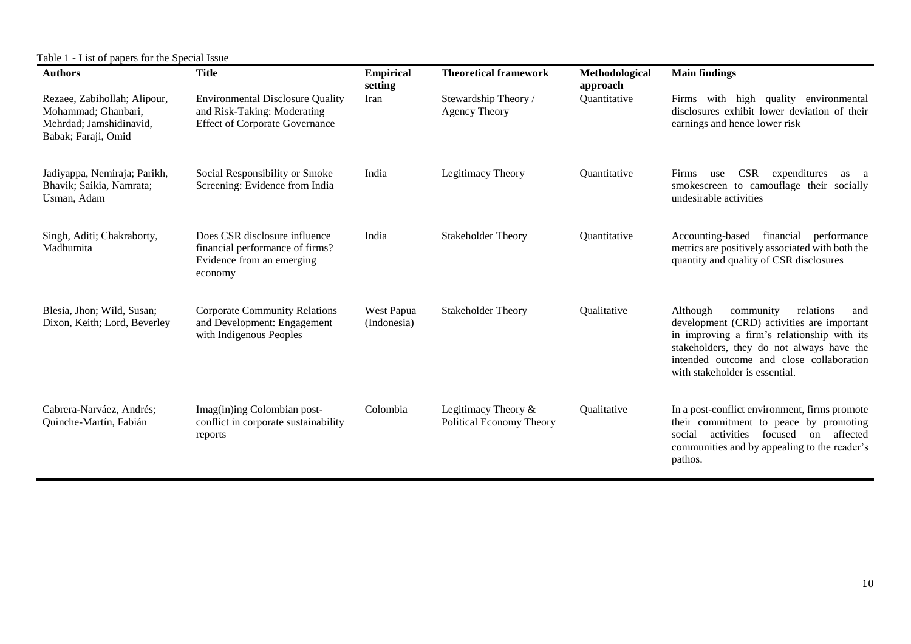Table 1 - List of papers for the Special Issue

| Authors | Title | Empirical setting | Theoretical framework | Methodological approach | Main findings |
|---|---|---|---|---|---|
| Rezaee, Zabihollah; Alipour, Mohammad; Ghanbari, Mehrdad; Jamshidinavid, Babak; Faraji, Omid | Environmental Disclosure Quality and Risk-Taking: Moderating Effect of Corporate Governance | Iran | Stewardship Theory / Agency Theory | Quantitative | Firms with high quality environmental disclosures exhibit lower deviation of their earnings and hence lower risk |
| Jadiyappa, Nemiraja; Parikh, Bhavik; Saikia, Namrata; Usman, Adam | Social Responsibility or Smoke Screening: Evidence from India | India | Legitimacy Theory | Quantitative | Firms use CSR expenditures as a smokescreen to camouflage their socially undesirable activities |
| Singh, Aditi; Chakraborty, Madhumita | Does CSR disclosure influence financial performance of firms? Evidence from an emerging economy | India | Stakeholder Theory | Quantitative | Accounting-based financial performance metrics are positively associated with both the quantity and quality of CSR disclosures |
| Blesia, Jhon; Wild, Susan; Dixon, Keith; Lord, Beverley | Corporate Community Relations and Development: Engagement with Indigenous Peoples | West Papua (Indonesia) | Stakeholder Theory | Qualitative | Although community relations and development (CRD) activities are important in improving a firm's relationship with its stakeholders, they do not always have the intended outcome and close collaboration with stakeholder is essential. |
| Cabrera-Narváez, Andrés; Quinche-Martín, Fabián | Imag(in)ing Colombian post-conflict in corporate sustainability reports | Colombia | Legitimacy Theory & Political Economy Theory | Qualitative | In a post-conflict environment, firms promote their commitment to peace by promoting social activities focused on affected communities and by appealing to the reader's pathos. |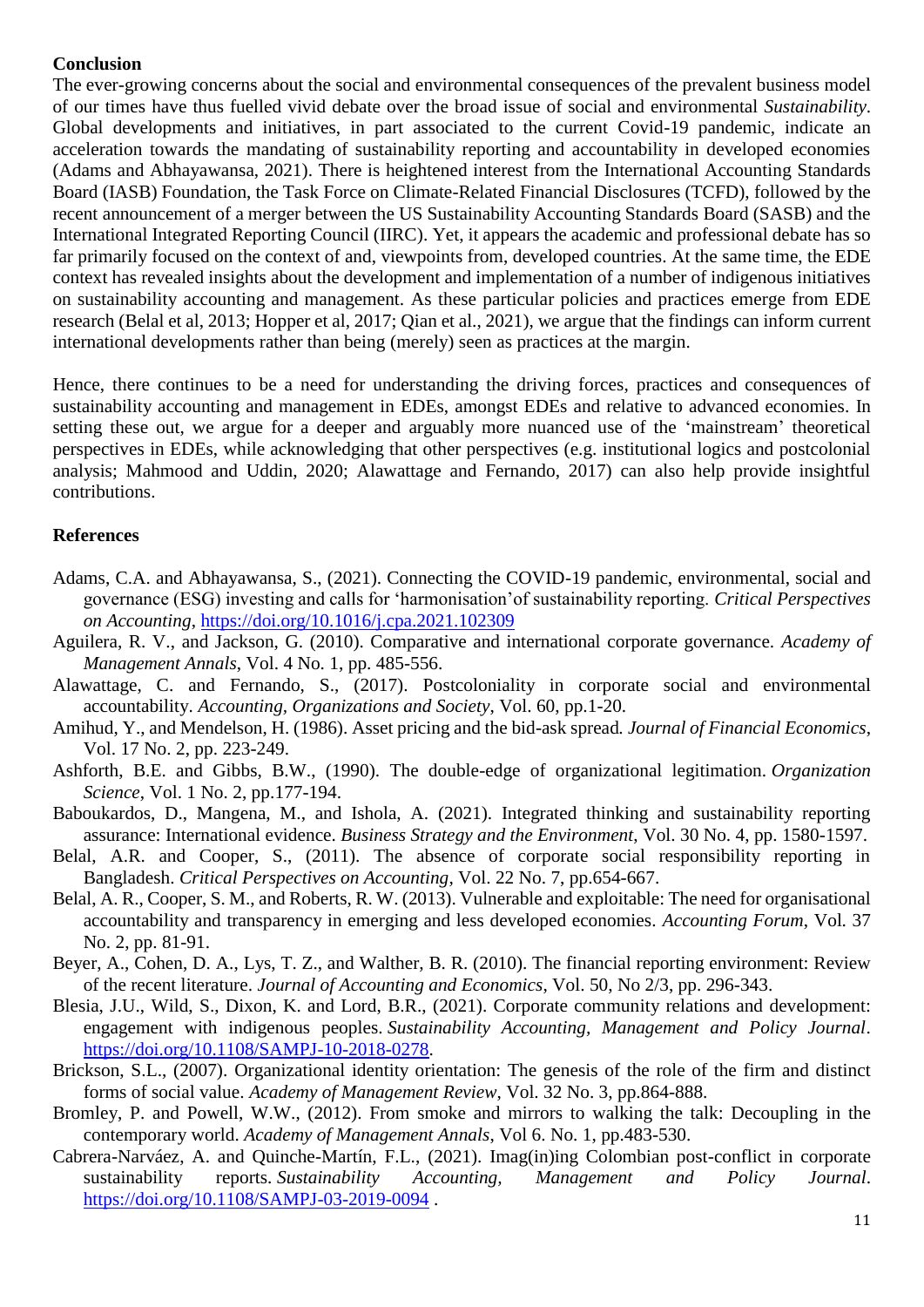## Conclusion

The ever-growing concerns about the social and environmental consequences of the prevalent business model of our times have thus fuelled vivid debate over the broad issue of social and environmental *Sustainability*. Global developments and initiatives, in part associated to the current Covid-19 pandemic, indicate an acceleration towards the mandating of sustainability reporting and accountability in developed economies (Adams and Abhayawansa, 2021). There is heightened interest from the International Accounting Standards Board (IASB) Foundation, the Task Force on Climate-Related Financial Disclosures (TCFD), followed by the recent announcement of a merger between the US Sustainability Accounting Standards Board (SASB) and the International Integrated Reporting Council (IIRC). Yet, it appears the academic and professional debate has so far primarily focused on the context of and, viewpoints from, developed countries. At the same time, the EDE context has revealed insights about the development and implementation of a number of indigenous initiatives on sustainability accounting and management. As these particular policies and practices emerge from EDE research (Belal et al, 2013; Hopper et al, 2017; Qian et al., 2021), we argue that the findings can inform current international developments rather than being (merely) seen as practices at the margin.

Hence, there continues to be a need for understanding the driving forces, practices and consequences of sustainability accounting and management in EDEs, amongst EDEs and relative to advanced economies. In setting these out, we argue for a deeper and arguably more nuanced use of the 'mainstream' theoretical perspectives in EDEs, while acknowledging that other perspectives (e.g. institutional logics and postcolonial analysis; Mahmood and Uddin, 2020; Alawattage and Fernando, 2017) can also help provide insightful contributions.

## References

- Adams, C.A. and Abhayawansa, S., (2021). Connecting the COVID-19 pandemic, environmental, social and governance (ESG) investing and calls for 'harmonisation'of sustainability reporting. *Critical Perspectives on Accounting*, https://doi.org/10.1016/j.cpa.2021.102309
- Aguilera, R. V., and Jackson, G. (2010). Comparative and international corporate governance. *Academy of Management Annals*, Vol. 4 No. 1, pp. 485-556.
- Alawattage, C. and Fernando, S., (2017). Postcoloniality in corporate social and environmental accountability. *Accounting, Organizations and Society*, Vol. 60, pp.1-20.
- Amihud, Y., and Mendelson, H. (1986). Asset pricing and the bid-ask spread. *Journal of Financial Economics*, Vol. 17 No. 2, pp. 223-249.
- Ashforth, B.E. and Gibbs, B.W., (1990). The double-edge of organizational legitimation. *Organization Science*, Vol. 1 No. 2, pp.177-194.
- Baboukardos, D., Mangena, M., and Ishola, A. (2021). Integrated thinking and sustainability reporting assurance: International evidence. *Business Strategy and the Environment*, Vol. 30 No. 4, pp. 1580-1597.
- Belal, A.R. and Cooper, S., (2011). The absence of corporate social responsibility reporting in Bangladesh. *Critical Perspectives on Accounting*, Vol. 22 No. 7, pp.654-667.
- Belal, A. R., Cooper, S. M., and Roberts, R. W. (2013). Vulnerable and exploitable: The need for organisational accountability and transparency in emerging and less developed economies. *Accounting Forum*, Vol. 37 No. 2, pp. 81-91.
- Beyer, A., Cohen, D. A., Lys, T. Z., and Walther, B. R. (2010). The financial reporting environment: Review of the recent literature. *Journal of Accounting and Economics*, Vol. 50, No 2/3, pp. 296-343.
- Blesia, J.U., Wild, S., Dixon, K. and Lord, B.R., (2021). Corporate community relations and development: engagement with indigenous peoples. *Sustainability Accounting, Management and Policy Journal*. https://doi.org/10.1108/SAMPJ-10-2018-0278.
- Brickson, S.L., (2007). Organizational identity orientation: The genesis of the role of the firm and distinct forms of social value. *Academy of Management Review*, Vol. 32 No. 3, pp.864-888.
- Bromley, P. and Powell, W.W., (2012). From smoke and mirrors to walking the talk: Decoupling in the contemporary world. *Academy of Management Annals*, Vol 6. No. 1, pp.483-530.
- Cabrera-Narváez, A. and Quinche-Martín, F.L., (2021). Imag(in)ing Colombian post-conflict in corporate sustainability reports. *Sustainability Accounting, Management and Policy Journal*. https://doi.org/10.1108/SAMPJ-03-2019-0094 .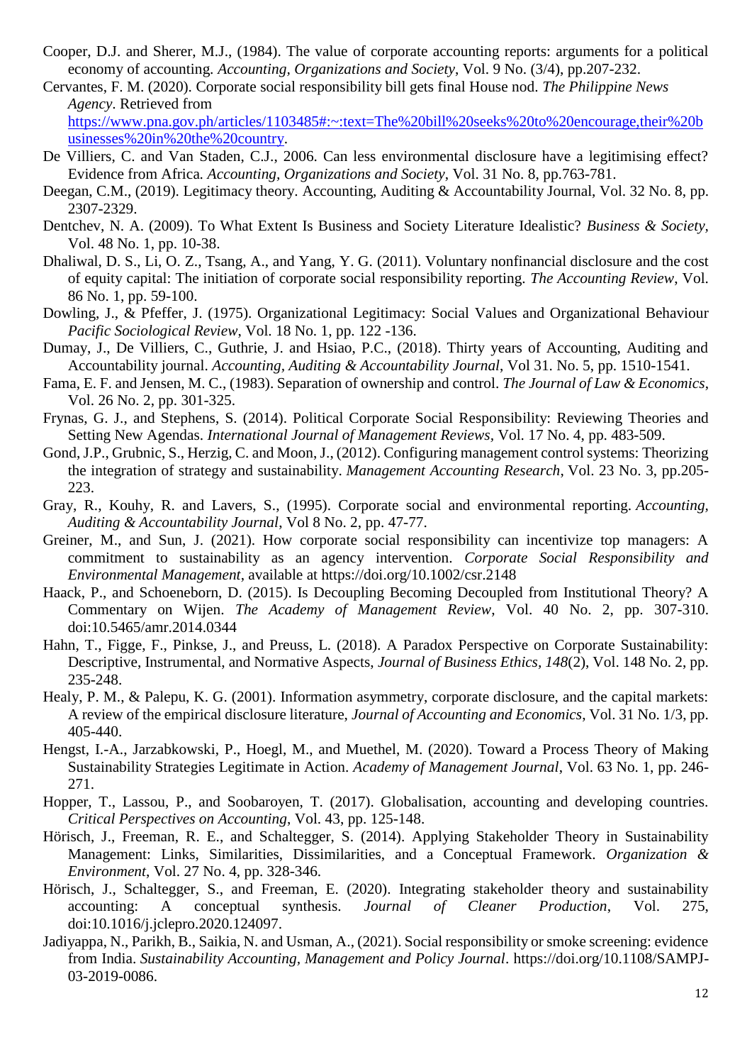Cooper, D.J. and Sherer, M.J., (1984). The value of corporate accounting reports: arguments for a political economy of accounting. *Accounting, Organizations and Society*, Vol. 9 No. (3/4), pp.207-232.

Cervantes, F. M. (2020). Corporate social responsibility bill gets final House nod. *The Philippine News Agency*. Retrieved from https://www.pna.gov.ph/articles/1103485#:~:text=The%20bill%20seeks%20to%20encourage,their%20businesses%20in%20the%20country.

De Villiers, C. and Van Staden, C.J., 2006. Can less environmental disclosure have a legitimising effect? Evidence from Africa. *Accounting, Organizations and Society*, Vol. 31 No. 8, pp.763-781.

Deegan, C.M., (2019). Legitimacy theory. Accounting, Auditing & Accountability Journal, Vol. 32 No. 8, pp. 2307-2329.

Dentchev, N. A. (2009). To What Extent Is Business and Society Literature Idealistic? *Business & Society*, Vol. 48 No. 1, pp. 10-38.

Dhaliwal, D. S., Li, O. Z., Tsang, A., and Yang, Y. G. (2011). Voluntary nonfinancial disclosure and the cost of equity capital: The initiation of corporate social responsibility reporting. *The Accounting Review*, Vol. 86 No. 1, pp. 59-100.

Dowling, J., & Pfeffer, J. (1975). Organizational Legitimacy: Social Values and Organizational Behaviour *Pacific Sociological Review*, Vol. 18 No. 1, pp. 122 -136.

Dumay, J., De Villiers, C., Guthrie, J. and Hsiao, P.C., (2018). Thirty years of Accounting, Auditing and Accountability journal. *Accounting, Auditing & Accountability Journal*, Vol 31. No. 5, pp. 1510-1541.

Fama, E. F. and Jensen, M. C., (1983). Separation of ownership and control. *The Journal of Law & Economics*, Vol. 26 No. 2, pp. 301-325.

Frynas, G. J., and Stephens, S. (2014). Political Corporate Social Responsibility: Reviewing Theories and Setting New Agendas. *International Journal of Management Reviews,* Vol. 17 No. 4, pp. 483-509.

Gond, J.P., Grubnic, S., Herzig, C. and Moon, J., (2012). Configuring management control systems: Theorizing the integration of strategy and sustainability. *Management Accounting Research*, Vol. 23 No. 3, pp.205-223.

Gray, R., Kouhy, R. and Lavers, S., (1995). Corporate social and environmental reporting. *Accounting, Auditing & Accountability Journal*, Vol 8 No. 2, pp. 47-77.

Greiner, M., and Sun, J. (2021). How corporate social responsibility can incentivize top managers: A commitment to sustainability as an agency intervention. *Corporate Social Responsibility and Environmental Management*, available at https://doi.org/10.1002/csr.2148

Haack, P., and Schoeneborn, D. (2015). Is Decoupling Becoming Decoupled from Institutional Theory? A Commentary on Wijen. *The Academy of Management Review*, Vol. 40 No. 2, pp. 307-310. doi:10.5465/amr.2014.0344

Hahn, T., Figge, F., Pinkse, J., and Preuss, L. (2018). A Paradox Perspective on Corporate Sustainability: Descriptive, Instrumental, and Normative Aspects, *Journal of Business Ethics, 148*(2), Vol. 148 No. 2, pp. 235-248.

Healy, P. M., & Palepu, K. G. (2001). Information asymmetry, corporate disclosure, and the capital markets: A review of the empirical disclosure literature, *Journal of Accounting and Economics*, Vol. 31 No. 1/3, pp. 405-440.

Hengst, I.-A., Jarzabkowski, P., Hoegl, M., and Muethel, M. (2020). Toward a Process Theory of Making Sustainability Strategies Legitimate in Action. *Academy of Management Journal*, Vol. 63 No. 1, pp. 246-271.

Hopper, T., Lassou, P., and Soobaroyen, T. (2017). Globalisation, accounting and developing countries. *Critical Perspectives on Accounting,* Vol. 43, pp. 125-148.

Hörisch, J., Freeman, R. E., and Schaltegger, S. (2014). Applying Stakeholder Theory in Sustainability Management: Links, Similarities, Dissimilarities, and a Conceptual Framework. *Organization & Environment*, Vol. 27 No. 4, pp. 328-346.

Hörisch, J., Schaltegger, S., and Freeman, E. (2020). Integrating stakeholder theory and sustainability accounting: A conceptual synthesis. *Journal of Cleaner Production*, Vol. 275, doi:10.1016/j.jclepro.2020.124097.

Jadiyappa, N., Parikh, B., Saikia, N. and Usman, A., (2021). Social responsibility or smoke screening: evidence from India. *Sustainability Accounting, Management and Policy Journal*. https://doi.org/10.1108/SAMPJ-03-2019-0086.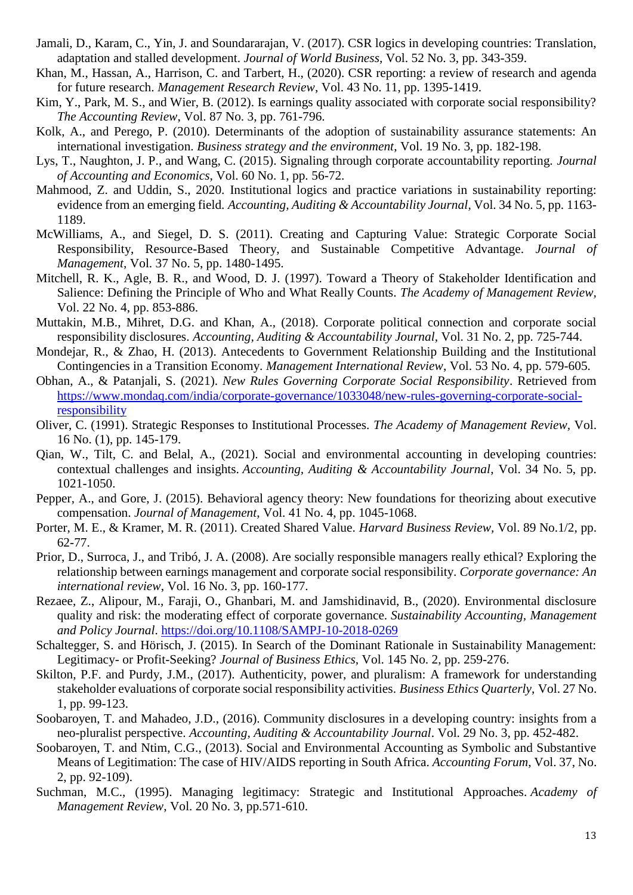Jamali, D., Karam, C., Yin, J. and Soundararajan, V. (2017). CSR logics in developing countries: Translation, adaptation and stalled development. *Journal of World Business,* Vol. 52 No. 3, pp. 343-359.

Khan, M., Hassan, A., Harrison, C. and Tarbert, H., (2020). CSR reporting: a review of research and agenda for future research. *Management Research Review*, Vol. 43 No. 11, pp. 1395-1419.

Kim, Y., Park, M. S., and Wier, B. (2012). Is earnings quality associated with corporate social responsibility? *The Accounting Review*, Vol. 87 No. 3, pp. 761-796.

Kolk, A., and Perego, P. (2010). Determinants of the adoption of sustainability assurance statements: An international investigation. *Business strategy and the environment*, Vol. 19 No. 3, pp. 182-198.

Lys, T., Naughton, J. P., and Wang, C. (2015). Signaling through corporate accountability reporting. *Journal of Accounting and Economics*, Vol. 60 No. 1, pp. 56-72.

Mahmood, Z. and Uddin, S., 2020. Institutional logics and practice variations in sustainability reporting: evidence from an emerging field. *Accounting, Auditing & Accountability Journal*, Vol. 34 No. 5, pp. 1163-1189.

McWilliams, A., and Siegel, D. S. (2011). Creating and Capturing Value: Strategic Corporate Social Responsibility, Resource-Based Theory, and Sustainable Competitive Advantage. *Journal of Management*, Vol. 37 No. 5, pp. 1480-1495.

Mitchell, R. K., Agle, B. R., and Wood, D. J. (1997). Toward a Theory of Stakeholder Identification and Salience: Defining the Principle of Who and What Really Counts. *The Academy of Management Review,* Vol. 22 No. 4, pp. 853-886.

Muttakin, M.B., Mihret, D.G. and Khan, A., (2018). Corporate political connection and corporate social responsibility disclosures. *Accounting, Auditing & Accountability Journal*, Vol. 31 No. 2, pp. 725-744.

Mondejar, R., & Zhao, H. (2013). Antecedents to Government Relationship Building and the Institutional Contingencies in a Transition Economy. *Management International Review*, Vol. 53 No. 4, pp. 579-605.

Obhan, A., & Patanjali, S. (2021). *New Rules Governing Corporate Social Responsibility*. Retrieved from https://www.mondaq.com/india/corporate-governance/1033048/new-rules-governing-corporate-social-responsibility

Oliver, C. (1991). Strategic Responses to Institutional Processes. *The Academy of Management Review,* Vol. 16 No. (1), pp. 145-179.

Qian, W., Tilt, C. and Belal, A., (2021). Social and environmental accounting in developing countries: contextual challenges and insights. *Accounting, Auditing & Accountability Journal*, Vol. 34 No. 5, pp. 1021-1050.

Pepper, A., and Gore, J. (2015). Behavioral agency theory: New foundations for theorizing about executive compensation. *Journal of Management*, Vol. 41 No. 4, pp. 1045-1068.

Porter, M. E., & Kramer, M. R. (2011). Created Shared Value. *Harvard Business Review,* Vol. 89 No.1/2, pp. 62-77.

Prior, D., Surroca, J., and Tribó, J. A. (2008). Are socially responsible managers really ethical? Exploring the relationship between earnings management and corporate social responsibility. *Corporate governance: An international review*, Vol. 16 No. 3, pp. 160-177.

Rezaee, Z., Alipour, M., Faraji, O., Ghanbari, M. and Jamshidinavid, B., (2020). Environmental disclosure quality and risk: the moderating effect of corporate governance. *Sustainability Accounting, Management and Policy Journal*. https://doi.org/10.1108/SAMPJ-10-2018-0269

Schaltegger, S. and Hörisch, J. (2015). In Search of the Dominant Rationale in Sustainability Management: Legitimacy- or Profit-Seeking? *Journal of Business Ethics,* Vol. 145 No. 2, pp. 259-276.

Skilton, P.F. and Purdy, J.M., (2017). Authenticity, power, and pluralism: A framework for understanding stakeholder evaluations of corporate social responsibility activities. *Business Ethics Quarterly*, Vol. 27 No. 1, pp. 99-123.

Soobaroyen, T. and Mahadeo, J.D., (2016). Community disclosures in a developing country: insights from a neo-pluralist perspective. *Accounting, Auditing & Accountability Journal*. Vol. 29 No. 3, pp. 452-482.

Soobaroyen, T. and Ntim, C.G., (2013). Social and Environmental Accounting as Symbolic and Substantive Means of Legitimation: The case of HIV/AIDS reporting in South Africa. *Accounting Forum*, Vol. 37, No. 2, pp. 92-109).

Suchman, M.C., (1995). Managing legitimacy: Strategic and Institutional Approaches. *Academy of Management Review*, Vol. 20 No. 3, pp.571-610.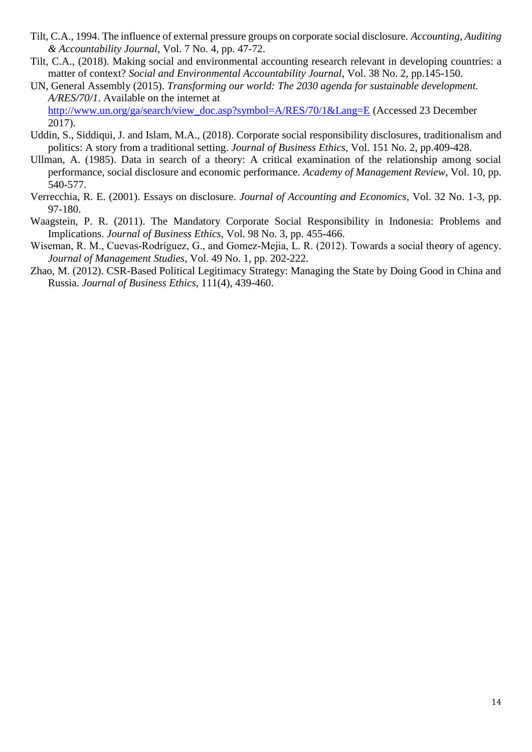Tilt, C.A., 1994. The influence of external pressure groups on corporate social disclosure. *Accounting, Auditing & Accountability Journal*, Vol. 7 No. 4, pp. 47-72.

Tilt, C.A., (2018). Making social and environmental accounting research relevant in developing countries: a matter of context? *Social and Environmental Accountability Journal*, Vol. 38 No. 2, pp.145-150.

UN, General Assembly (2015). *Transforming our world: The 2030 agenda for sustainable development. A/RES/70/1*. Available on the internet at http://www.un.org/ga/search/view_doc.asp?symbol=A/RES/70/1&Lang=E (Accessed 23 December 2017).

Uddin, S., Siddiqui, J. and Islam, M.A., (2018). Corporate social responsibility disclosures, traditionalism and politics: A story from a traditional setting. *Journal of Business Ethics*, Vol. 151 No. 2, pp.409-428.

Ullman, A. (1985). Data in search of a theory: A critical examination of the relationship among social performance, social disclosure and economic performance. *Academy of Management Review*, Vol. 10, pp. 540-577.

Verrecchia, R. E. (2001). Essays on disclosure. *Journal of Accounting and Economics*, Vol. 32 No. 1-3, pp. 97-180.

Waagstein, P. R. (2011). The Mandatory Corporate Social Responsibility in Indonesia: Problems and Implications. *Journal of Business Ethics*, Vol. 98 No. 3, pp. 455-466.

Wiseman, R. M., Cuevas-Rodríguez, G., and Gomez-Mejia, L. R. (2012). Towards a social theory of agency. *Journal of Management Studies*, Vol. 49 No. 1, pp. 202-222.

Zhao, M. (2012). CSR-Based Political Legitimacy Strategy: Managing the State by Doing Good in China and Russia. *Journal of Business Ethics*, 111(4), 439-460.